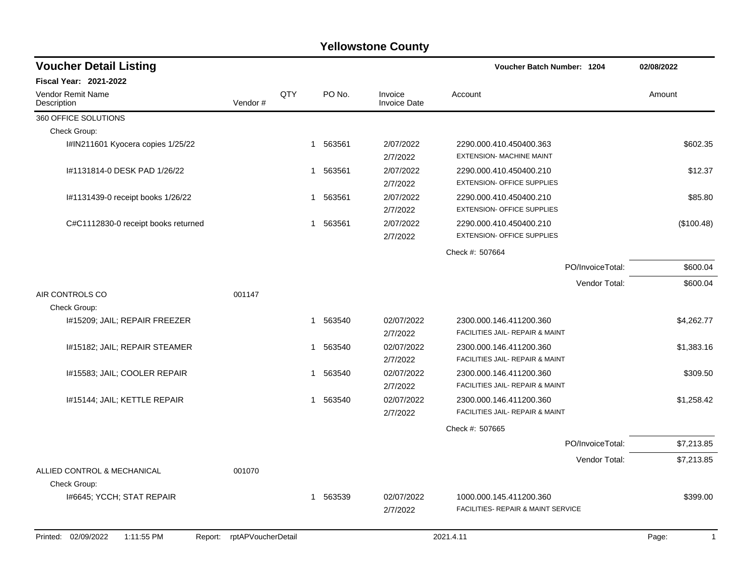# Yellowstone County

## Voucher Detail Listing

**Voucher Batch Number: 1204** 02/08/2022

**Fiscal Year: 2021-2022**

| Vendor Remit Name / Description | Vendor # | QTY | PO No. | Invoice / Invoice Date | Account | Amount |
|---|---|---|---|---|---|---|
| 360 OFFICE SOLUTIONS | | | | | | |
| Check Group: | | | | | | |
| I#IN211601 Kyocera copies 1/25/22 | | 1 | 563561 | 2/07/2022 / 2/7/2022 | 2290.000.410.450400.363 EXTENSION- MACHINE MAINT | $602.35 |
| I#1131814-0 DESK PAD 1/26/22 | | 1 | 563561 | 2/07/2022 / 2/7/2022 | 2290.000.410.450400.210 EXTENSION- OFFICE SUPPLIES | $12.37 |
| I#1131439-0 receipt books 1/26/22 | | 1 | 563561 | 2/07/2022 / 2/7/2022 | 2290.000.410.450400.210 EXTENSION- OFFICE SUPPLIES | $85.80 |
| C#C1112830-0 receipt books returned | | 1 | 563561 | 2/07/2022 / 2/7/2022 | 2290.000.410.450400.210 EXTENSION- OFFICE SUPPLIES | ($100.48) |
| | | | | | Check #: 507664 | |
| | | | | | PO/InvoiceTotal: | $600.04 |
| | | | | | Vendor Total: | $600.04 |
| AIR CONTROLS CO | 001147 | | | | | |
| Check Group: | | | | | | |
| I#15209; JAIL; REPAIR FREEZER | | 1 | 563540 | 02/07/2022 / 2/7/2022 | 2300.000.146.411200.360 FACILITIES JAIL- REPAIR & MAINT | $4,262.77 |
| I#15182; JAIL; REPAIR STEAMER | | 1 | 563540 | 02/07/2022 / 2/7/2022 | 2300.000.146.411200.360 FACILITIES JAIL- REPAIR & MAINT | $1,383.16 |
| I#15583; JAIL; COOLER REPAIR | | 1 | 563540 | 02/07/2022 / 2/7/2022 | 2300.000.146.411200.360 FACILITIES JAIL- REPAIR & MAINT | $309.50 |
| I#15144; JAIL; KETTLE REPAIR | | 1 | 563540 | 02/07/2022 / 2/7/2022 | 2300.000.146.411200.360 FACILITIES JAIL- REPAIR & MAINT | $1,258.42 |
| | | | | | Check #: 507665 | |
| | | | | | PO/InvoiceTotal: | $7,213.85 |
| | | | | | Vendor Total: | $7,213.85 |
| ALLIED CONTROL & MECHANICAL | 001070 | | | | | |
| Check Group: | | | | | | |
| I#6645; YCCH; STAT REPAIR | | 1 | 563539 | 02/07/2022 / 2/7/2022 | 1000.000.145.411200.360 FACILITIES- REPAIR & MAINT SERVICE | $399.00 |

Printed: 02/09/2022 1:11:55 PM Report: rptAPVoucherDetail 2021.4.11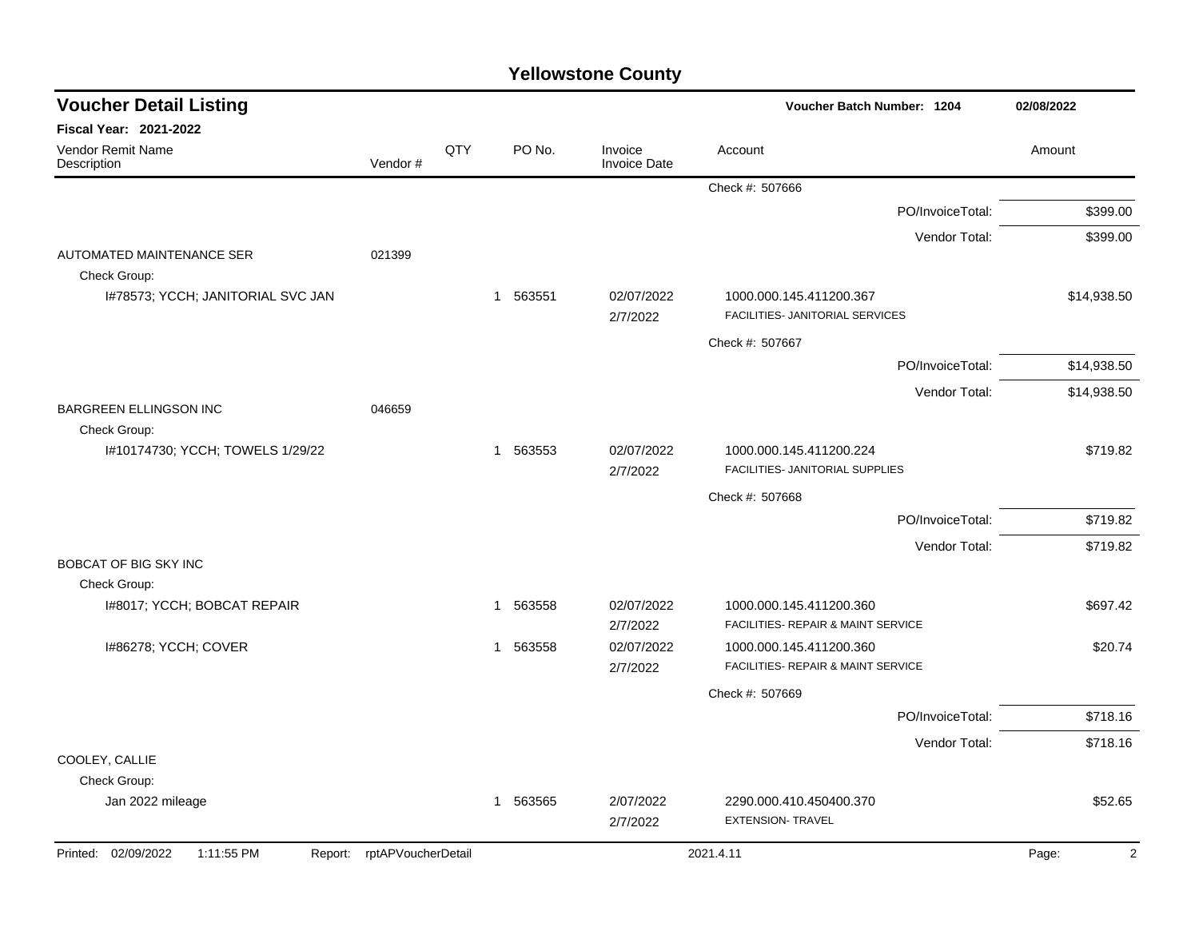# Yellowstone County

## Voucher Detail Listing

**Voucher Batch Number: 1204** — 02/08/2022

**Fiscal Year: 2021-2022**

| Vendor Remit Name / Description | Vendor # | QTY | PO No. | Invoice / Invoice Date | Account | Amount |
|---|---|---|---|---|---|---|
| | | | | | Check #: 507666 | |
| | | | | | PO/InvoiceTotal: | $399.00 |
| | | | | | Vendor Total: | $399.00 |
| AUTOMATED MAINTENANCE SER | 021399 | | | | | |
| Check Group: | | | | | | |
| I#78573; YCCH; JANITORIAL SVC JAN | | 1 | 563551 | 02/07/2022 2/7/2022 | 1000.000.145.411200.367 FACILITIES- JANITORIAL SERVICES | $14,938.50 |
| | | | | | Check #: 507667 | |
| | | | | | PO/InvoiceTotal: | $14,938.50 |
| | | | | | Vendor Total: | $14,938.50 |
| BARGREEN ELLINGSON INC | 046659 | | | | | |
| Check Group: | | | | | | |
| I#10174730; YCCH; TOWELS 1/29/22 | | 1 | 563553 | 02/07/2022 2/7/2022 | 1000.000.145.411200.224 FACILITIES- JANITORIAL SUPPLIES | $719.82 |
| | | | | | Check #: 507668 | |
| | | | | | PO/InvoiceTotal: | $719.82 |
| | | | | | Vendor Total: | $719.82 |
| BOBCAT OF BIG SKY INC | | | | | | |
| Check Group: | | | | | | |
| I#8017; YCCH; BOBCAT REPAIR | | 1 | 563558 | 02/07/2022 2/7/2022 | 1000.000.145.411200.360 FACILITIES- REPAIR & MAINT SERVICE | $697.42 |
| I#86278; YCCH; COVER | | 1 | 563558 | 02/07/2022 2/7/2022 | 1000.000.145.411200.360 FACILITIES- REPAIR & MAINT SERVICE | $20.74 |
| | | | | | Check #: 507669 | |
| | | | | | PO/InvoiceTotal: | $718.16 |
| | | | | | Vendor Total: | $718.16 |
| COOLEY, CALLIE | | | | | | |
| Check Group: | | | | | | |
| Jan 2022 mileage | | 1 | 563565 | 2/07/2022 2/7/2022 | 2290.000.410.450400.370 EXTENSION- TRAVEL | $52.65 |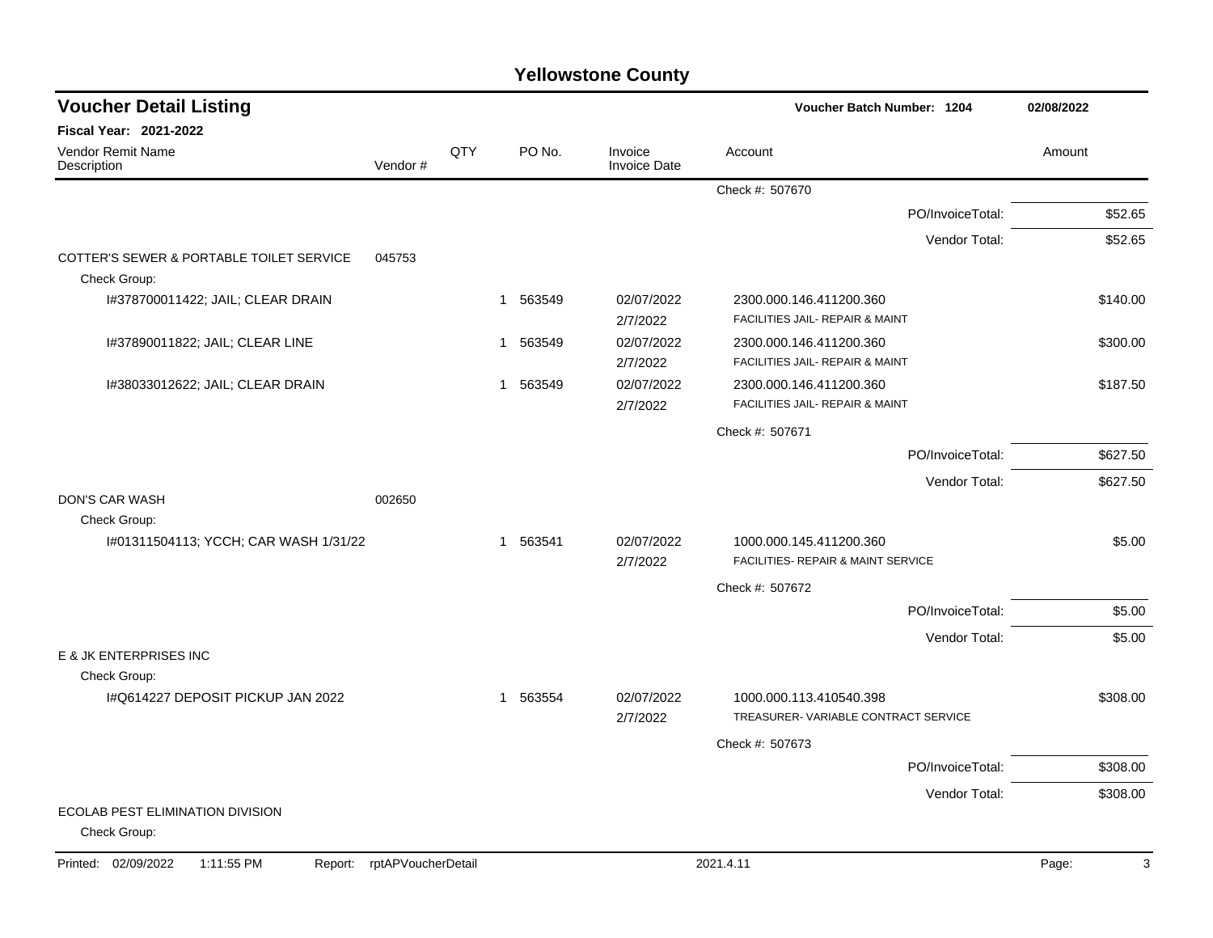# Yellowstone County

## Voucher Detail Listing

**Voucher Batch Number: 1204** — 02/08/2022

**Fiscal Year: 2021-2022**

| Vendor Remit Name / Description | Vendor # | QTY | PO No. | Invoice / Invoice Date | Account | Amount |
|---|---|---|---|---|---|---|
| | | | | | Check #: 507670 | |
| | | | | | PO/InvoiceTotal: | $52.65 |
| | | | | | Vendor Total: | $52.65 |
| COTTER'S SEWER & PORTABLE TOILET SERVICE | 045753 | | | | | |
| Check Group: | | | | | | |
| I#378700011422; JAIL; CLEAR DRAIN | | 1 | 563549 | 02/07/2022 2/7/2022 | 2300.000.146.411200.360 FACILITIES JAIL- REPAIR & MAINT | $140.00 |
| I#37890011822; JAIL; CLEAR LINE | | 1 | 563549 | 02/07/2022 2/7/2022 | 2300.000.146.411200.360 FACILITIES JAIL- REPAIR & MAINT | $300.00 |
| I#38033012622; JAIL; CLEAR DRAIN | | 1 | 563549 | 02/07/2022 2/7/2022 | 2300.000.146.411200.360 FACILITIES JAIL- REPAIR & MAINT | $187.50 |
| | | | | | Check #: 507671 | |
| | | | | | PO/InvoiceTotal: | $627.50 |
| | | | | | Vendor Total: | $627.50 |
| DON'S CAR WASH | 002650 | | | | | |
| Check Group: | | | | | | |
| I#01311504113; YCCH; CAR WASH 1/31/22 | | 1 | 563541 | 02/07/2022 2/7/2022 | 1000.000.145.411200.360 FACILITIES- REPAIR & MAINT SERVICE | $5.00 |
| | | | | | Check #: 507672 | |
| | | | | | PO/InvoiceTotal: | $5.00 |
| | | | | | Vendor Total: | $5.00 |
| E & JK ENTERPRISES INC | | | | | | |
| Check Group: | | | | | | |
| I#Q614227 DEPOSIT PICKUP JAN 2022 | | 1 | 563554 | 02/07/2022 2/7/2022 | 1000.000.113.410540.398 TREASURER- VARIABLE CONTRACT SERVICE | $308.00 |
| | | | | | Check #: 507673 | |
| | | | | | PO/InvoiceTotal: | $308.00 |
| | | | | | Vendor Total: | $308.00 |
| ECOLAB PEST ELIMINATION DIVISION | | | | | | |
| Check Group: | | | | | | |

Printed: 02/09/2022 1:11:55 PM Report: rptAPVoucherDetail 2021.4.11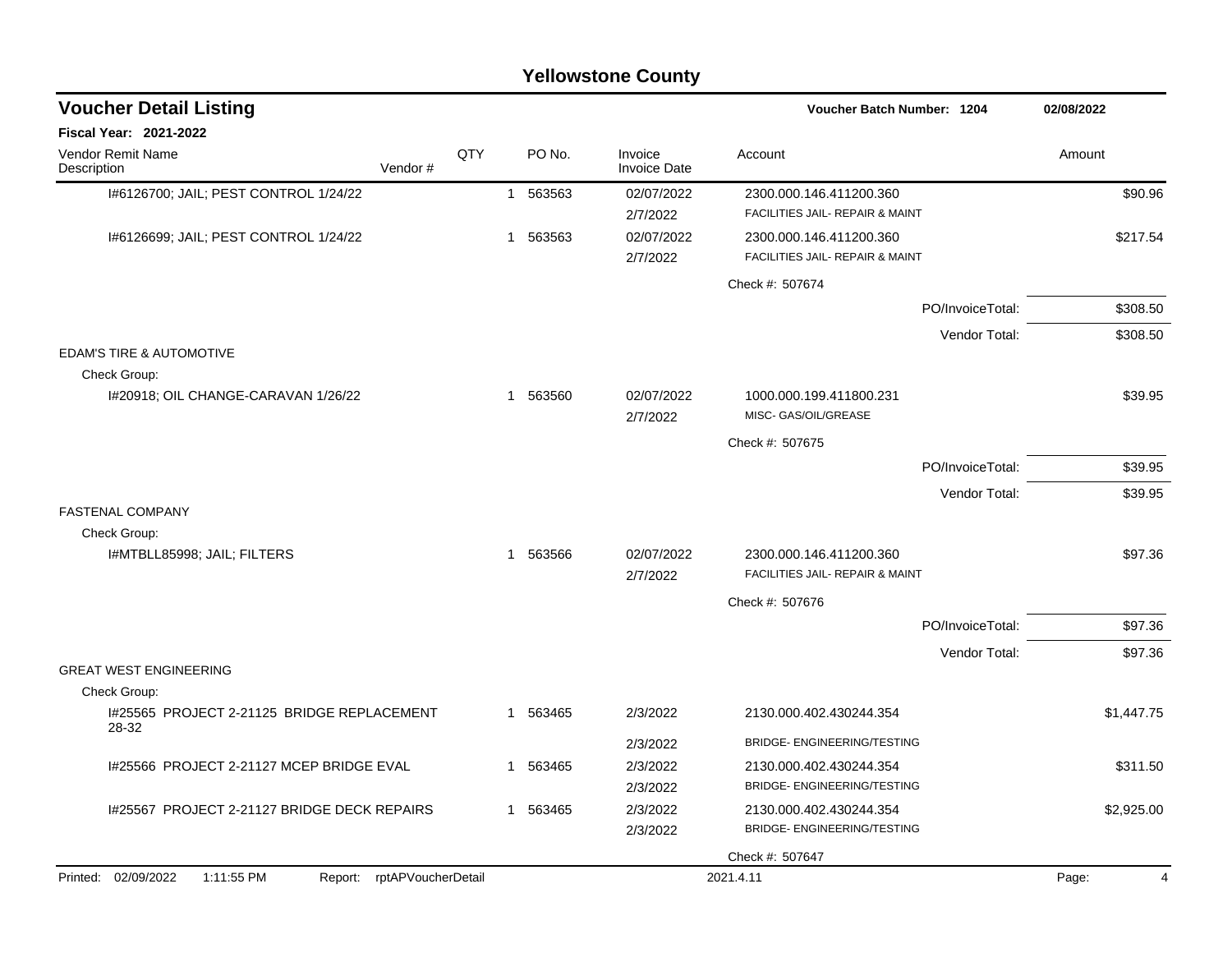# Yellowstone County

## Voucher Detail Listing

**Voucher Batch Number: 1204** | **02/08/2022**

**Fiscal Year: 2021-2022**

| Vendor Remit Name / Description | Vendor # | QTY | PO No. | Invoice / Invoice Date | Account | Amount |
|---|---|---|---|---|---|---|
| I#6126700; JAIL; PEST CONTROL 1/24/22 | | 1 | 563563 | 02/07/2022 / 2/7/2022 | 2300.000.146.411200.360 FACILITIES JAIL- REPAIR & MAINT | $90.96 |
| I#6126699; JAIL; PEST CONTROL 1/24/22 | | 1 | 563563 | 02/07/2022 / 2/7/2022 | 2300.000.146.411200.360 FACILITIES JAIL- REPAIR & MAINT | $217.54 |
| | | | | | Check #: 507674 | |
| | | | | | PO/InvoiceTotal: | $308.50 |
| | | | | | Vendor Total: | $308.50 |
| EDAM'S TIRE & AUTOMOTIVE | | | | | | |
| Check Group: | | | | | | |
| I#20918; OIL CHANGE-CARAVAN 1/26/22 | | 1 | 563560 | 02/07/2022 / 2/7/2022 | 1000.000.199.411800.231 MISC- GAS/OIL/GREASE | $39.95 |
| | | | | | Check #: 507675 | |
| | | | | | PO/InvoiceTotal: | $39.95 |
| | | | | | Vendor Total: | $39.95 |
| FASTENAL COMPANY | | | | | | |
| Check Group: | | | | | | |
| I#MTBLL85998; JAIL; FILTERS | | 1 | 563566 | 02/07/2022 / 2/7/2022 | 2300.000.146.411200.360 FACILITIES JAIL- REPAIR & MAINT | $97.36 |
| | | | | | Check #: 507676 | |
| | | | | | PO/InvoiceTotal: | $97.36 |
| | | | | | Vendor Total: | $97.36 |
| GREAT WEST ENGINEERING | | | | | | |
| Check Group: | | | | | | |
| I#25565 PROJECT 2-21125 BRIDGE REPLACEMENT 28-32 | | 1 | 563465 | 2/3/2022 / 2/3/2022 | 2130.000.402.430244.354 BRIDGE- ENGINEERING/TESTING | $1,447.75 |
| I#25566 PROJECT 2-21127 MCEP BRIDGE EVAL | | 1 | 563465 | 2/3/2022 / 2/3/2022 | 2130.000.402.430244.354 BRIDGE- ENGINEERING/TESTING | $311.50 |
| I#25567 PROJECT 2-21127 BRIDGE DECK REPAIRS | | 1 | 563465 | 2/3/2022 / 2/3/2022 | 2130.000.402.430244.354 BRIDGE- ENGINEERING/TESTING | $2,925.00 |
| | | | | | Check #: 507647 | |

Printed: 02/09/2022 1:11:55 PM Report: rptAPVoucherDetail 2021.4.11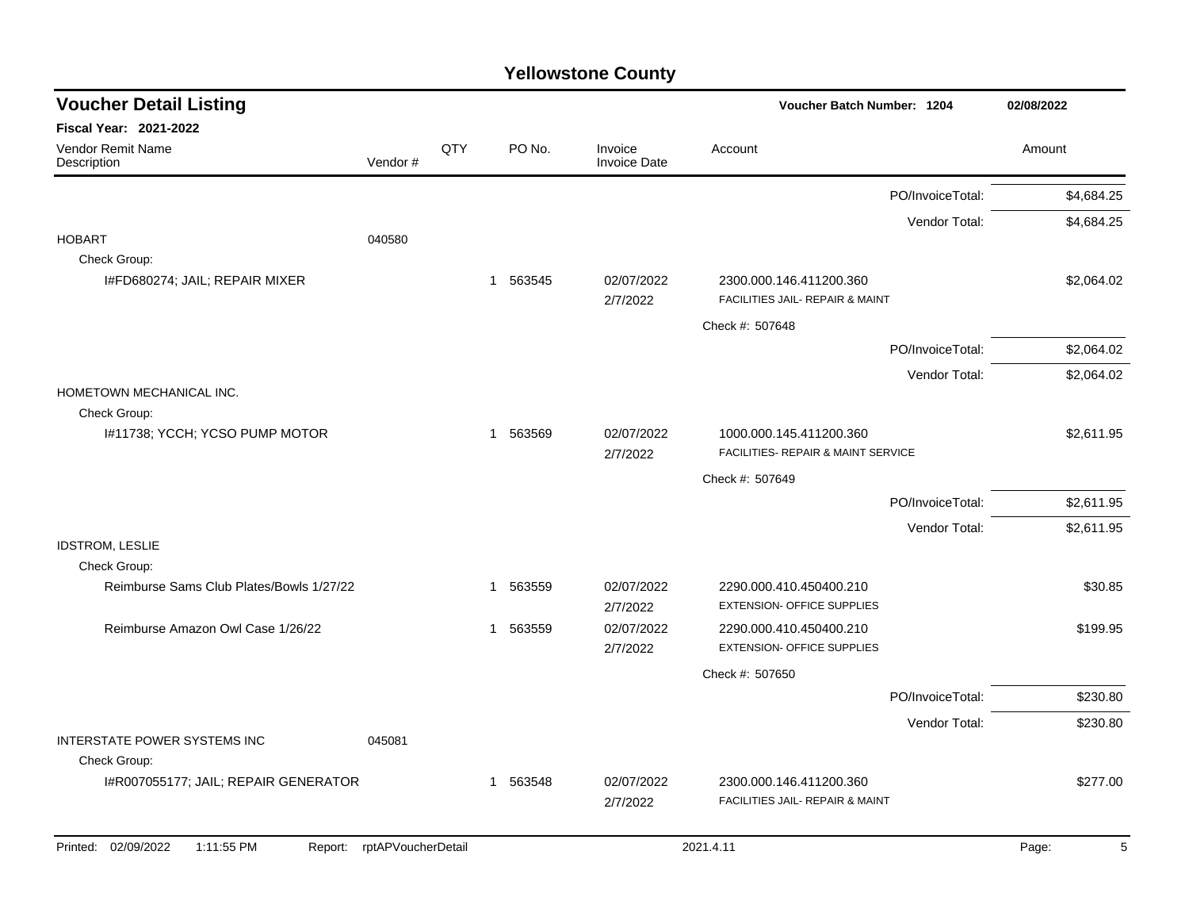# Yellowstone County

## Voucher Detail Listing

**Voucher Batch Number: 1204** — 02/08/2022

**Fiscal Year: 2021-2022**

| Vendor Remit Name / Description | Vendor # | QTY | PO No. | Invoice / Invoice Date | Account | Amount |
|---|---|---|---|---|---|---|
| | | | | | PO/InvoiceTotal: | $4,684.25 |
| | | | | | Vendor Total: | $4,684.25 |
| HOBART | 040580 | | | | | |
| Check Group: | | | | | | |
| I#FD680274; JAIL; REPAIR MIXER | | 1 | 563545 | 02/07/2022 2/7/2022 | 2300.000.146.411200.360 FACILITIES JAIL- REPAIR & MAINT | $2,064.02 |
| | | | | | Check #: 507648 | |
| | | | | | PO/InvoiceTotal: | $2,064.02 |
| | | | | | Vendor Total: | $2,064.02 |
| HOMETOWN MECHANICAL INC. | | | | | | |
| Check Group: | | | | | | |
| I#11738; YCCH; YCSO PUMP MOTOR | | 1 | 563569 | 02/07/2022 2/7/2022 | 1000.000.145.411200.360 FACILITIES- REPAIR & MAINT SERVICE | $2,611.95 |
| | | | | | Check #: 507649 | |
| | | | | | PO/InvoiceTotal: | $2,611.95 |
| | | | | | Vendor Total: | $2,611.95 |
| IDSTROM, LESLIE | | | | | | |
| Check Group: | | | | | | |
| Reimburse Sams Club Plates/Bowls 1/27/22 | | 1 | 563559 | 02/07/2022 2/7/2022 | 2290.000.410.450400.210 EXTENSION- OFFICE SUPPLIES | $30.85 |
| Reimburse Amazon Owl Case 1/26/22 | | 1 | 563559 | 02/07/2022 2/7/2022 | 2290.000.410.450400.210 EXTENSION- OFFICE SUPPLIES | $199.95 |
| | | | | | Check #: 507650 | |
| | | | | | PO/InvoiceTotal: | $230.80 |
| | | | | | Vendor Total: | $230.80 |
| INTERSTATE POWER SYSTEMS INC | 045081 | | | | | |
| Check Group: | | | | | | |
| I#R007055177; JAIL; REPAIR GENERATOR | | 1 | 563548 | 02/07/2022 2/7/2022 | 2300.000.146.411200.360 FACILITIES JAIL- REPAIR & MAINT | $277.00 |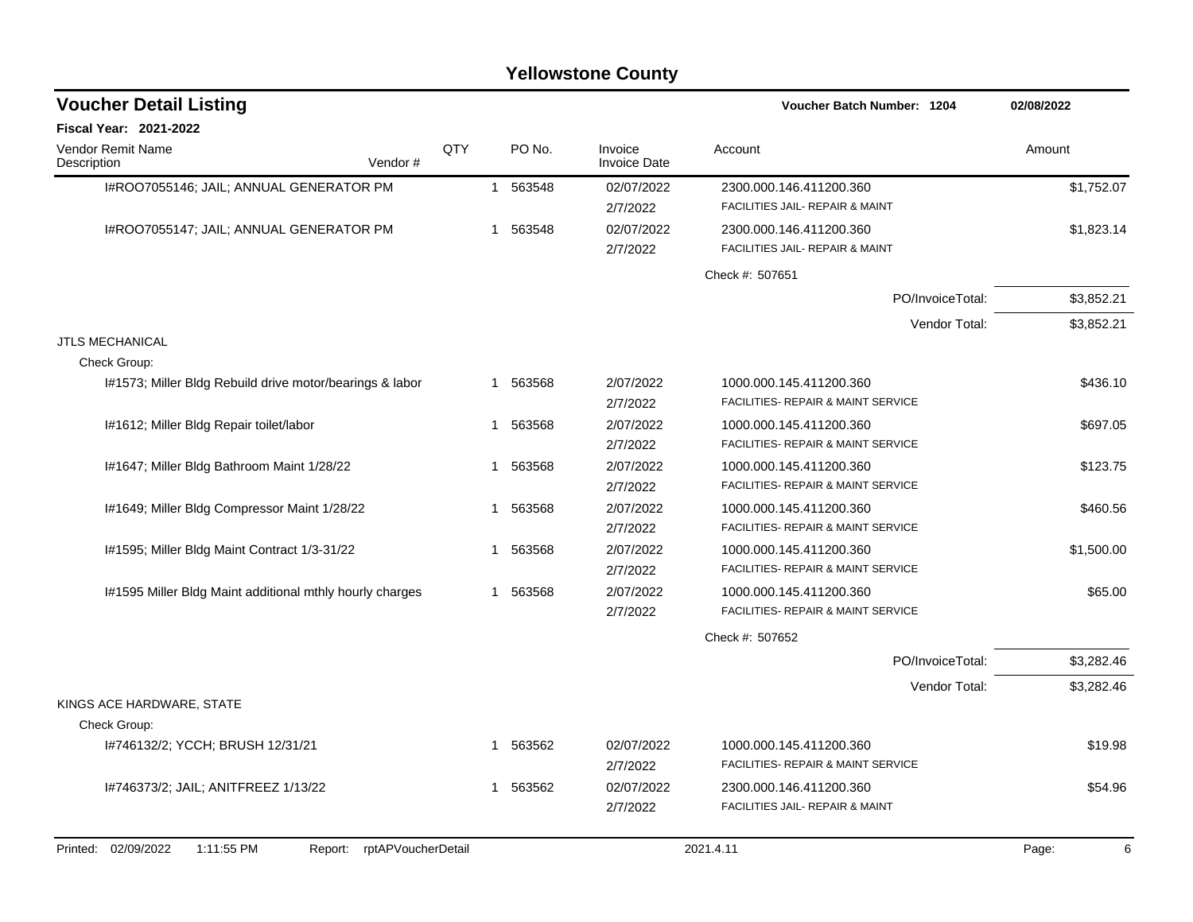# Yellowstone County

## Voucher Detail Listing

**Voucher Batch Number: 1204** — 02/08/2022

**Fiscal Year: 2021-2022**

| Vendor Remit Name / Description | Vendor # | QTY | PO No. | Invoice / Invoice Date | Account | Amount |
|---|---|---|---|---|---|---|
| I#ROO7055146; JAIL; ANNUAL GENERATOR PM | | 1 | 563548 | 02/07/2022<br>2/7/2022 | 2300.000.146.411200.360<br>FACILITIES JAIL- REPAIR & MAINT | $1,752.07 |
| I#ROO7055147; JAIL; ANNUAL GENERATOR PM | | 1 | 563548 | 02/07/2022<br>2/7/2022 | 2300.000.146.411200.360<br>FACILITIES JAIL- REPAIR & MAINT | $1,823.14 |
| | | | | | Check #: 507651 | |
| | | | | | PO/InvoiceTotal: | $3,852.21 |
| | | | | | Vendor Total: | $3,852.21 |
| JTLS MECHANICAL | | | | | | |
| Check Group: | | | | | | |
| I#1573; Miller Bldg Rebuild drive motor/bearings & labor | | 1 | 563568 | 2/07/2022<br>2/7/2022 | 1000.000.145.411200.360<br>FACILITIES- REPAIR & MAINT SERVICE | $436.10 |
| I#1612; Miller Bldg Repair toilet/labor | | 1 | 563568 | 2/07/2022<br>2/7/2022 | 1000.000.145.411200.360<br>FACILITIES- REPAIR & MAINT SERVICE | $697.05 |
| I#1647; Miller Bldg Bathroom Maint 1/28/22 | | 1 | 563568 | 2/07/2022<br>2/7/2022 | 1000.000.145.411200.360<br>FACILITIES- REPAIR & MAINT SERVICE | $123.75 |
| I#1649; Miller Bldg Compressor Maint 1/28/22 | | 1 | 563568 | 2/07/2022<br>2/7/2022 | 1000.000.145.411200.360<br>FACILITIES- REPAIR & MAINT SERVICE | $460.56 |
| I#1595; Miller Bldg Maint Contract 1/3-31/22 | | 1 | 563568 | 2/07/2022<br>2/7/2022 | 1000.000.145.411200.360<br>FACILITIES- REPAIR & MAINT SERVICE | $1,500.00 |
| I#1595 Miller Bldg Maint additional mthly hourly charges | | 1 | 563568 | 2/07/2022<br>2/7/2022 | 1000.000.145.411200.360<br>FACILITIES- REPAIR & MAINT SERVICE | $65.00 |
| | | | | | Check #: 507652 | |
| | | | | | PO/InvoiceTotal: | $3,282.46 |
| | | | | | Vendor Total: | $3,282.46 |
| KINGS ACE HARDWARE, STATE | | | | | | |
| Check Group: | | | | | | |
| I#746132/2; YCCH; BRUSH 12/31/21 | | 1 | 563562 | 02/07/2022<br>2/7/2022 | 1000.000.145.411200.360<br>FACILITIES- REPAIR & MAINT SERVICE | $19.98 |
| I#746373/2; JAIL; ANITFREEZ 1/13/22 | | 1 | 563562 | 02/07/2022<br>2/7/2022 | 2300.000.146.411200.360<br>FACILITIES JAIL- REPAIR & MAINT | $54.96 |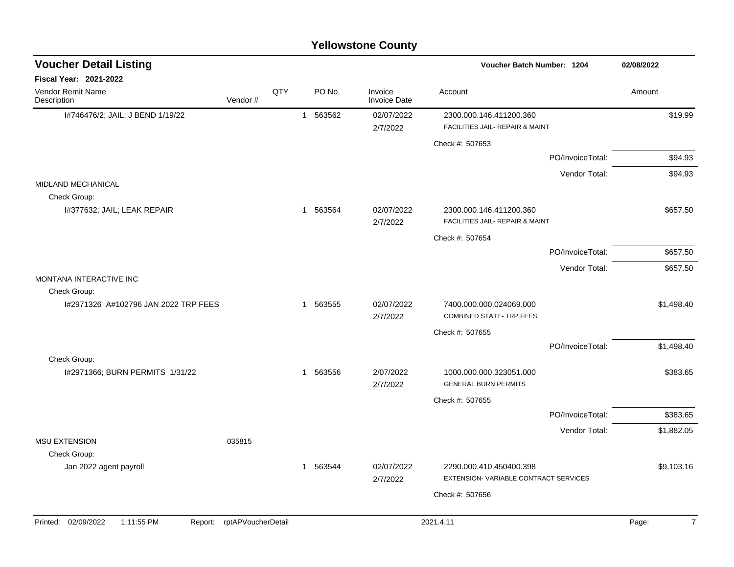# Yellowstone County

## Voucher Detail Listing

**Voucher Batch Number: 1204** — **02/08/2022**

**Fiscal Year: 2021-2022**

| Vendor Remit Name / Description | Vendor # | QTY | PO No. | Invoice / Invoice Date | Account | Amount |
|---|---|---|---|---|---|---|
| I#746476/2; JAIL; J BEND 1/19/22 | | 1 | 563562 | 02/07/2022 / 2/7/2022 | 2300.000.146.411200.360 FACILITIES JAIL- REPAIR & MAINT | $19.99 |
| | | | | | Check #: 507653 | |
| | | | | | PO/InvoiceTotal: | $94.93 |
| | | | | | Vendor Total: | $94.93 |
| MIDLAND MECHANICAL | | | | | | |
| Check Group: | | | | | | |
| I#377632; JAIL; LEAK REPAIR | | 1 | 563564 | 02/07/2022 / 2/7/2022 | 2300.000.146.411200.360 FACILITIES JAIL- REPAIR & MAINT | $657.50 |
| | | | | | Check #: 507654 | |
| | | | | | PO/InvoiceTotal: | $657.50 |
| | | | | | Vendor Total: | $657.50 |
| MONTANA INTERACTIVE INC | | | | | | |
| Check Group: | | | | | | |
| I#2971326 A#102796 JAN 2022 TRP FEES | | 1 | 563555 | 02/07/2022 / 2/7/2022 | 7400.000.000.024069.000 COMBINED STATE- TRP FEES | $1,498.40 |
| | | | | | Check #: 507655 | |
| | | | | | PO/InvoiceTotal: | $1,498.40 |
| Check Group: | | | | | | |
| I#2971366; BURN PERMITS 1/31/22 | | 1 | 563556 | 2/07/2022 / 2/7/2022 | 1000.000.000.323051.000 GENERAL BURN PERMITS | $383.65 |
| | | | | | Check #: 507655 | |
| | | | | | PO/InvoiceTotal: | $383.65 |
| | | | | | Vendor Total: | $1,882.05 |
| MSU EXTENSION | 035815 | | | | | |
| Check Group: | | | | | | |
| Jan 2022 agent payroll | | 1 | 563544 | 02/07/2022 / 2/7/2022 | 2290.000.410.450400.398 EXTENSION- VARIABLE CONTRACT SERVICES | $9,103.16 |
| | | | | | Check #: 507656 | |

Printed: 02/09/2022 1:11:55 PM Report: rptAPVoucherDetail 2021.4.11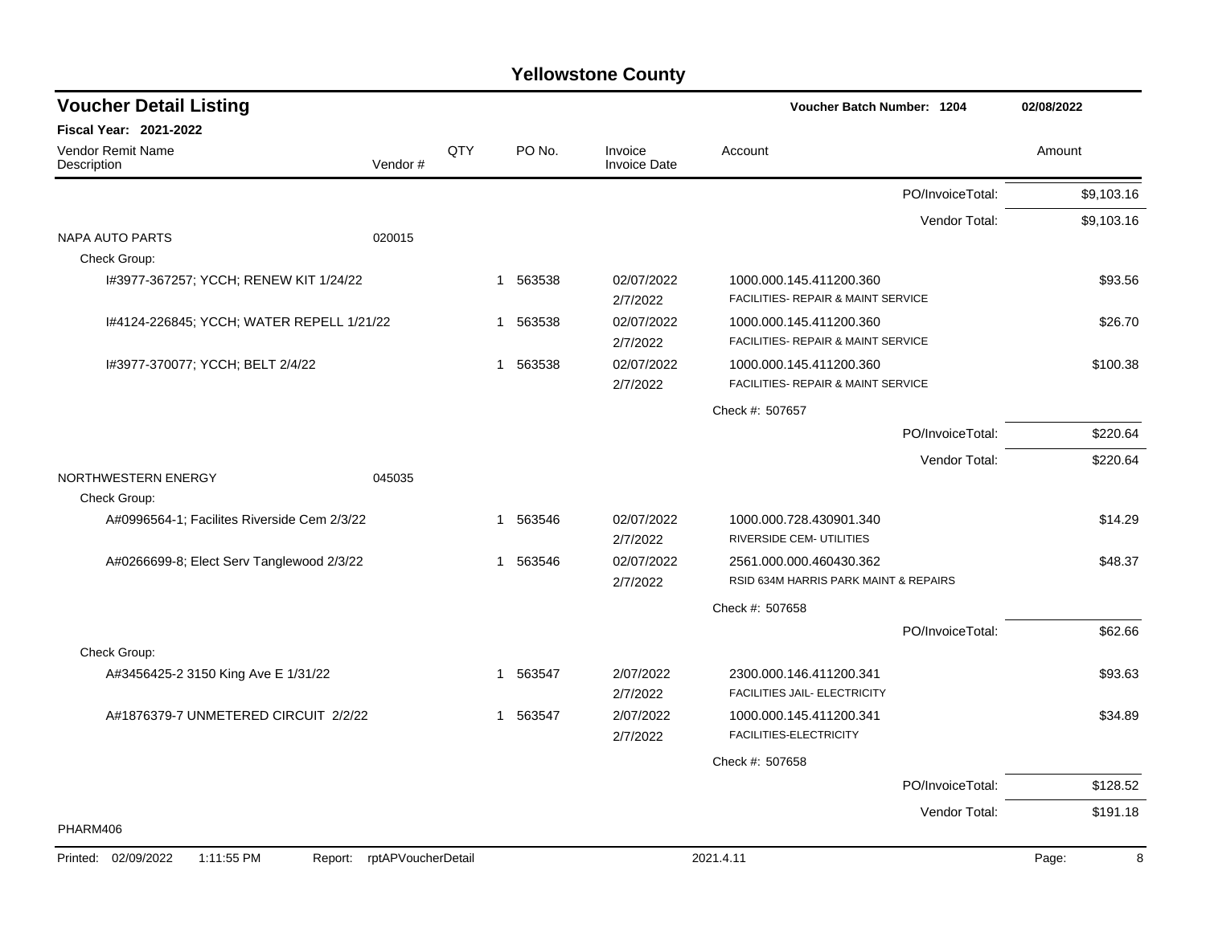# Yellowstone County

## Voucher Detail Listing

**Voucher Batch Number: 1204** — 02/08/2022

**Fiscal Year: 2021-2022**

| Vendor Remit Name / Description | Vendor # | QTY | PO No. | Invoice / Invoice Date | Account | Amount |
|---|---|---|---|---|---|---|
| | | | | | PO/InvoiceTotal: | $9,103.16 |
| | | | | | Vendor Total: | $9,103.16 |
| NAPA AUTO PARTS | 020015 | | | | | |
| Check Group: | | | | | | |
| I#3977-367257; YCCH; RENEW KIT 1/24/22 | | 1 | 563538 | 02/07/2022 2/7/2022 | 1000.000.145.411200.360 FACILITIES- REPAIR & MAINT SERVICE | $93.56 |
| I#4124-226845; YCCH; WATER REPELL 1/21/22 | | 1 | 563538 | 02/07/2022 2/7/2022 | 1000.000.145.411200.360 FACILITIES- REPAIR & MAINT SERVICE | $26.70 |
| I#3977-370077; YCCH; BELT 2/4/22 | | 1 | 563538 | 02/07/2022 2/7/2022 | 1000.000.145.411200.360 FACILITIES- REPAIR & MAINT SERVICE | $100.38 |
| | | | | | Check #: 507657 | |
| | | | | | PO/InvoiceTotal: | $220.64 |
| | | | | | Vendor Total: | $220.64 |
| NORTHWESTERN ENERGY | 045035 | | | | | |
| Check Group: | | | | | | |
| A#0996564-1; Facilites Riverside Cem 2/3/22 | | 1 | 563546 | 02/07/2022 2/7/2022 | 1000.000.728.430901.340 RIVERSIDE CEM- UTILITIES | $14.29 |
| A#0266699-8; Elect Serv Tanglewood 2/3/22 | | 1 | 563546 | 02/07/2022 2/7/2022 | 2561.000.000.460430.362 RSID 634M HARRIS PARK MAINT & REPAIRS | $48.37 |
| | | | | | Check #: 507658 | |
| | | | | | PO/InvoiceTotal: | $62.66 |
| Check Group: | | | | | | |
| A#3456425-2 3150 King Ave E 1/31/22 | | 1 | 563547 | 2/07/2022 2/7/2022 | 2300.000.146.411200.341 FACILITIES JAIL- ELECTRICITY | $93.63 |
| A#1876379-7 UNMETERED CIRCUIT 2/2/22 | | 1 | 563547 | 2/07/2022 2/7/2022 | 1000.000.145.411200.341 FACILITIES-ELECTRICITY | $34.89 |
| | | | | | Check #: 507658 | |
| | | | | | PO/InvoiceTotal: | $128.52 |
| | | | | | Vendor Total: | $191.18 |

PHARM406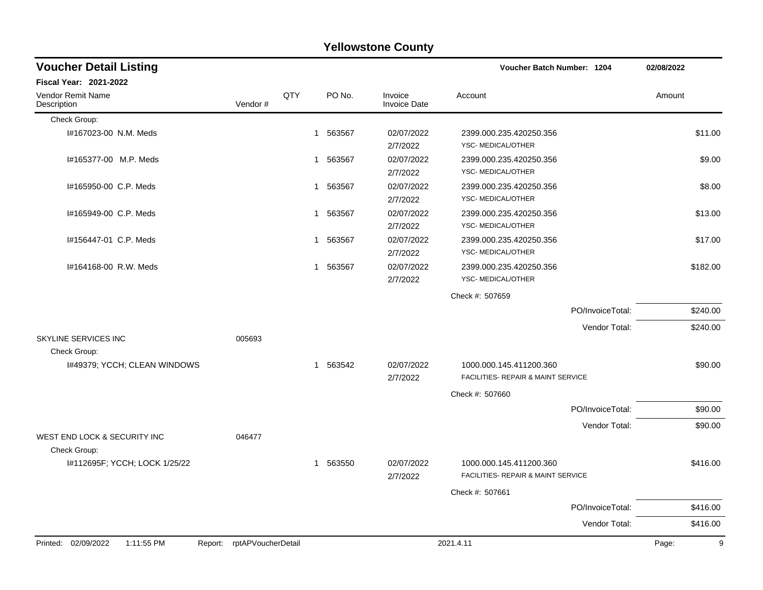# Yellowstone County

## Voucher Detail Listing

**Voucher Batch Number: 1204** 02/08/2022

**Fiscal Year: 2021-2022**

| Vendor Remit Name / Description | Vendor # | QTY | PO No. | Invoice / Invoice Date | Account | Amount |
|---|---|---|---|---|---|---|
| Check Group: | | | | | | |
| I#167023-00 N.M. Meds | | 1 | 563567 | 02/07/2022 2/7/2022 | 2399.000.235.420250.356 YSC- MEDICAL/OTHER | $11.00 |
| I#165377-00 M.P. Meds | | 1 | 563567 | 02/07/2022 2/7/2022 | 2399.000.235.420250.356 YSC- MEDICAL/OTHER | $9.00 |
| I#165950-00 C.P. Meds | | 1 | 563567 | 02/07/2022 2/7/2022 | 2399.000.235.420250.356 YSC- MEDICAL/OTHER | $8.00 |
| I#165949-00 C.P. Meds | | 1 | 563567 | 02/07/2022 2/7/2022 | 2399.000.235.420250.356 YSC- MEDICAL/OTHER | $13.00 |
| I#156447-01 C.P. Meds | | 1 | 563567 | 02/07/2022 2/7/2022 | 2399.000.235.420250.356 YSC- MEDICAL/OTHER | $17.00 |
| I#164168-00 R.W. Meds | | 1 | 563567 | 02/07/2022 2/7/2022 | 2399.000.235.420250.356 YSC- MEDICAL/OTHER | $182.00 |
| | | | | | Check #: 507659 | |
| | | | | | PO/InvoiceTotal: | $240.00 |
| | | | | | Vendor Total: | $240.00 |
| SKYLINE SERVICES INC | 005693 | | | | | |
| Check Group: | | | | | | |
| I#49379; YCCH; CLEAN WINDOWS | | 1 | 563542 | 02/07/2022 2/7/2022 | 1000.000.145.411200.360 FACILITIES- REPAIR & MAINT SERVICE | $90.00 |
| | | | | | Check #: 507660 | |
| | | | | | PO/InvoiceTotal: | $90.00 |
| | | | | | Vendor Total: | $90.00 |
| WEST END LOCK & SECURITY INC | 046477 | | | | | |
| Check Group: | | | | | | |
| I#112695F; YCCH; LOCK 1/25/22 | | 1 | 563550 | 02/07/2022 2/7/2022 | 1000.000.145.411200.360 FACILITIES- REPAIR & MAINT SERVICE | $416.00 |
| | | | | | Check #: 507661 | |
| | | | | | PO/InvoiceTotal: | $416.00 |
| | | | | | Vendor Total: | $416.00 |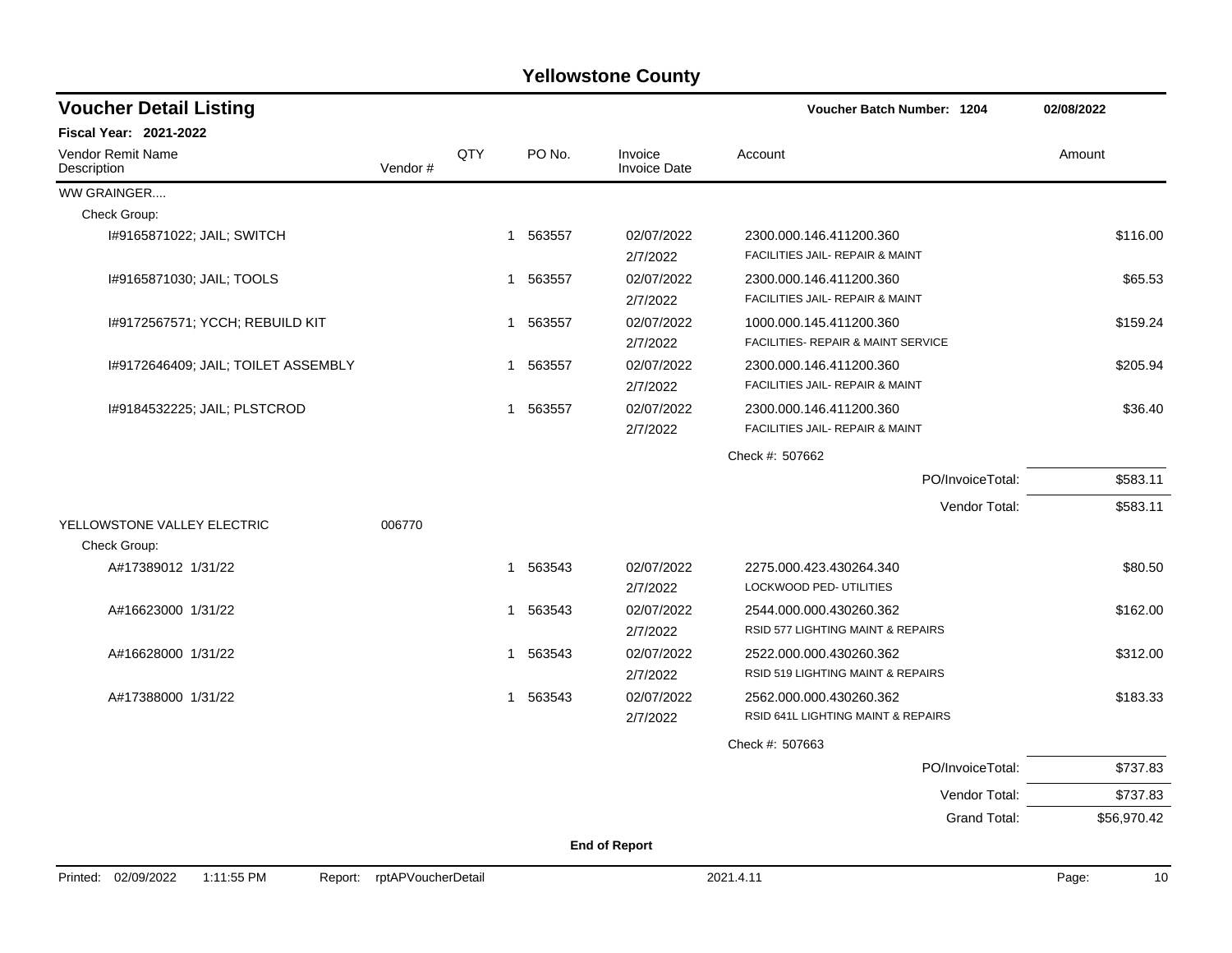# Yellowstone County

## Voucher Detail Listing

**Voucher Batch Number: 1204** 02/08/2022

**Fiscal Year: 2021-2022**

| Vendor Remit Name / Description | Vendor # | QTY | PO No. | Invoice / Invoice Date | Account | Amount |
|---|---|---|---|---|---|---|
| WW GRAINGER.... | | | | | | |
| Check Group: | | | | | | |
| I#9165871022; JAIL; SWITCH | | 1 | 563557 | 02/07/2022 2/7/2022 | 2300.000.146.411200.360 FACILITIES JAIL- REPAIR & MAINT | $116.00 |
| I#9165871030; JAIL; TOOLS | | 1 | 563557 | 02/07/2022 2/7/2022 | 2300.000.146.411200.360 FACILITIES JAIL- REPAIR & MAINT | $65.53 |
| I#9172567571; YCCH; REBUILD KIT | | 1 | 563557 | 02/07/2022 2/7/2022 | 1000.000.145.411200.360 FACILITIES- REPAIR & MAINT SERVICE | $159.24 |
| I#9172646409; JAIL; TOILET ASSEMBLY | | 1 | 563557 | 02/07/2022 2/7/2022 | 2300.000.146.411200.360 FACILITIES JAIL- REPAIR & MAINT | $205.94 |
| I#9184532225; JAIL; PLSTCROD | | 1 | 563557 | 02/07/2022 2/7/2022 | 2300.000.146.411200.360 FACILITIES JAIL- REPAIR & MAINT | $36.40 |
| | | | | | Check #: 507662 | |
| | | | | | PO/InvoiceTotal: | $583.11 |
| | | | | | Vendor Total: | $583.11 |
| YELLOWSTONE VALLEY ELECTRIC | 006770 | | | | | |
| Check Group: | | | | | | |
| A#17389012 1/31/22 | | 1 | 563543 | 02/07/2022 2/7/2022 | 2275.000.423.430264.340 LOCKWOOD PED- UTILITIES | $80.50 |
| A#16623000 1/31/22 | | 1 | 563543 | 02/07/2022 2/7/2022 | 2544.000.000.430260.362 RSID 577 LIGHTING MAINT & REPAIRS | $162.00 |
| A#16628000 1/31/22 | | 1 | 563543 | 02/07/2022 2/7/2022 | 2522.000.000.430260.362 RSID 519 LIGHTING MAINT & REPAIRS | $312.00 |
| A#17388000 1/31/22 | | 1 | 563543 | 02/07/2022 2/7/2022 | 2562.000.000.430260.362 RSID 641L LIGHTING MAINT & REPAIRS | $183.33 |
| | | | | | Check #: 507663 | |
| | | | | | PO/InvoiceTotal: | $737.83 |
| | | | | | Vendor Total: | $737.83 |
| | | | | | Grand Total: | $56,970.42 |

**End of Report**